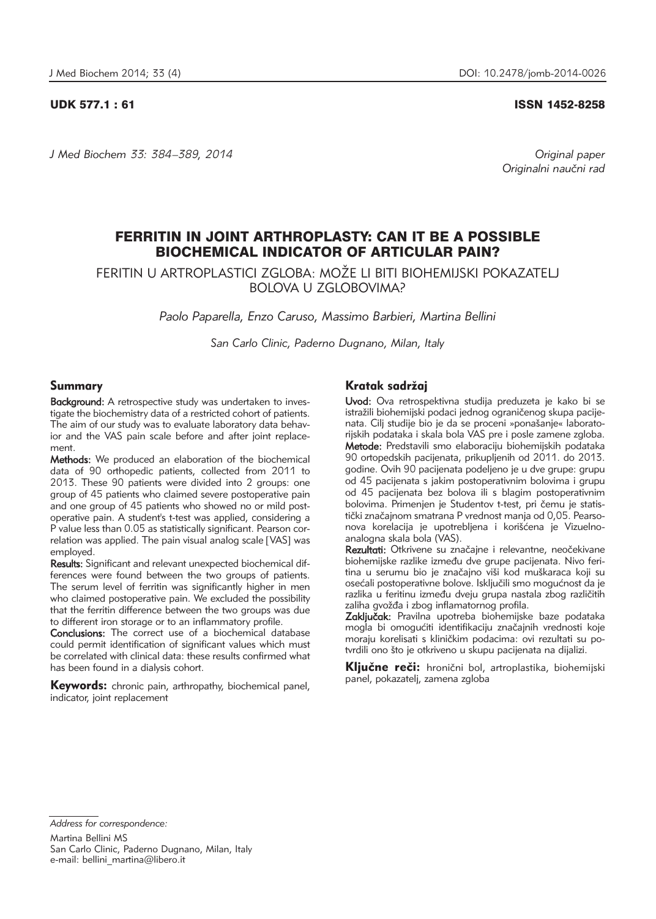UDK 577.1 : 61 ISSN 1452-8258

*J Med Biochem 33: 384–389, 2014*

*Original paper*
*Originalni naučni rad*

# FERRITIN IN JOINT ARTHROPLASTY: CAN IT BE A POSSIBLE BIOCHEMICAL INDICATOR OF ARTICULAR PAIN?

## FERITIN U ARTROPLASTICI ZGLOBA: MOŽE LI BITI BIOHEMIJSKI POKAZATELJ BOLOVA U ZGLOBOVIMA?

*Paolo Paparella, Enzo Caruso, Massimo Barbieri, Martina Bellini*

*San Carlo Clinic, Paderno Dugnano, Milan, Italy*

### Summary

**Background:** A retrospective study was undertaken to investigate the biochemistry data of a restricted cohort of patients. The aim of our study was to evaluate laboratory data behavior and the VAS pain scale before and after joint replacement.

**Methods:** We produced an elaboration of the biochemical data of 90 orthopedic patients, collected from 2011 to 2013. These 90 patients were divided into 2 groups: one group of 45 patients who claimed severe postoperative pain and one group of 45 patients who showed no or mild postoperative pain. A student's t-test was applied, considering a P value less than 0.05 as statistically significant. Pearson correlation was applied. The pain visual analog scale [VAS] was employed.

**Results:** Significant and relevant unexpected biochemical differences were found between the two groups of patients. The serum level of ferritin was significantly higher in men who claimed postoperative pain. We excluded the possibility that the ferritin difference between the two groups was due to different iron storage or to an inflammatory profile.

**Conclusions:** The correct use of a biochemical database could permit identification of significant values which must be correlated with clinical data: these results confirmed what has been found in a dialysis cohort.

**Keywords:** chronic pain, arthropathy, biochemical panel, indicator, joint replacement

### Kratak sadržaj

**Uvod:** Ova retrospektivna studija preduzeta je kako bi se istražili biohemijski podaci jednog ograničenog skupa pacijenata. Cilj studije bio je da se proceni »ponašanje« laboratorijskih podataka i skala bola VAS pre i posle zamene zgloba.

**Metode:** Predstavili smo elaboraciju biohemijskih podataka 90 ortopedskih pacijenata, prikupljenih od 2011. do 2013. godine. Ovih 90 pacijenata podeljeno je u dve grupe: grupu od 45 pacijenata s jakim postoperativnim bolovima i grupu od 45 pacijenata bez bolova ili s blagim postoperativnim bolovima. Primenjen je Studentov t-test, pri čemu je statistički značajnom smatrana P vrednost manja od 0,05. Pearsonova korelacija je upotrebljena i korišćena je Vizuelno-analogna skala bola (VAS).

**Rezultati:** Otkrivene su značajne i relevantne, neočekivane biohemijske razlike između dve grupe pacijenata. Nivo feritina u serumu bio je značajno viši kod muškaraca koji su osećali postoperativne bolove. Isključili smo mogućnost da je razlika u feritinu između dveju grupa nastala zbog različitih zaliha gvožđa i zbog inflamatornog profila.

**Zaključak:** Pravilna upotreba biohemijske baze podataka mogla bi omogućiti identifikaciju značajnih vrednosti koje moraju korelisati s kliničkim podacima: ovi rezultati su potvrdili ono što je otkriveno u skupu pacijenata na dijalizi.

**Ključne reči:** hronični bol, artroplastika, biohemijski panel, pokazatelj, zamena zgloba

*Address for correspondence:*

Martina Bellini MS
San Carlo Clinic, Paderno Dugnano, Milan, Italy
e-mail: bellini_martina@libero.it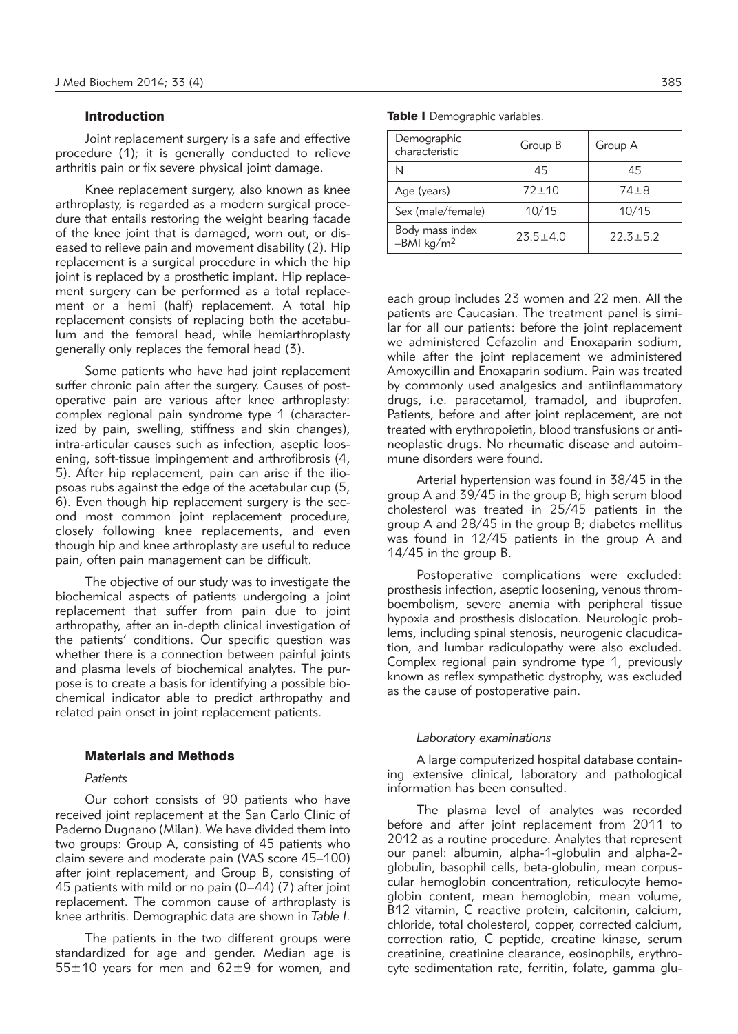## Introduction

Joint replacement surgery is a safe and effective procedure (1); it is generally conducted to relieve arthritis pain or fix severe physical joint damage.

Knee replacement surgery, also known as knee arthroplasty, is regarded as a modern surgical procedure that entails restoring the weight bearing facade of the knee joint that is damaged, worn out, or diseased to relieve pain and movement disability (2). Hip replacement is a surgical procedure in which the hip joint is replaced by a prosthetic implant. Hip replacement surgery can be performed as a total replacement or a hemi (half) replacement. A total hip replacement consists of replacing both the acetabulum and the femoral head, while hemiarthroplasty generally only replaces the femoral head (3).

Some patients who have had joint replacement suffer chronic pain after the surgery. Causes of postoperative pain are various after knee arthroplasty: complex regional pain syndrome type 1 (characterized by pain, swelling, stiffness and skin changes), intra-articular causes such as infection, aseptic loosening, soft-tissue impingement and arthrofibrosis (4, 5). After hip replacement, pain can arise if the iliopsoas rubs against the edge of the acetabular cup (5, 6). Even though hip replacement surgery is the second most common joint replacement procedure, closely following knee replacements, and even though hip and knee arthroplasty are useful to reduce pain, often pain management can be difficult.

The objective of our study was to investigate the biochemical aspects of patients undergoing a joint replacement that suffer from pain due to joint arthropathy, after an in-depth clinical investigation of the patients' conditions. Our specific question was whether there is a connection between painful joints and plasma levels of biochemical analytes. The purpose is to create a basis for identifying a possible biochemical indicator able to predict arthropathy and related pain onset in joint replacement patients.

## Materials and Methods

### *Patients*

Our cohort consists of 90 patients who have received joint replacement at the San Carlo Clinic of Paderno Dugnano (Milan). We have divided them into two groups: Group A, consisting of 45 patients who claim severe and moderate pain (VAS score 45–100) after joint replacement, and Group B, consisting of 45 patients with mild or no pain (0–44) (7) after joint replacement. The common cause of arthroplasty is knee arthritis. Demographic data are shown in *Table I*.

**Table I** Demographic variables.

| Demographic characteristic | Group B | Group A |
|---|---|---|
| N | 45 | 45 |
| Age (years) | 72±10 | 74±8 |
| Sex (male/female) | 10/15 | 10/15 |
| Body mass index –BMI kg/m$^2$ | 23.5±4.0 | 22.3±5.2 |

The patients in the two different groups were standardized for age and gender. Median age is 55±10 years for men and 62±9 for women, and each group includes 23 women and 22 men. All the patients are Caucasian. The treatment panel is similar for all our patients: before the joint replacement we administered Cefazolin and Enoxaparin sodium, while after the joint replacement we administered Amoxycillin and Enoxaparin sodium. Pain was treated by commonly used analgesics and antiinflammatory drugs, i.e. paracetamol, tramadol, and ibuprofen. Patients, before and after joint replacement, are not treated with erythropoietin, blood transfusions or antineoplastic drugs. No rheumatic disease and autoimmune disorders were found.

Arterial hypertension was found in 38/45 in the group A and 39/45 in the group B; high serum blood cholesterol was treated in 25/45 patients in the group A and 28/45 in the group B; diabetes mellitus was found in 12/45 patients in the group A and 14/45 in the group B.

Postoperative complications were excluded: prosthesis infection, aseptic loosening, venous thromboembolism, severe anemia with peripheral tissue hypoxia and prosthesis dislocation. Neurologic problems, including spinal stenosis, neurogenic claudication, and lumbar radiculopathy were also excluded. Complex regional pain syndrome type 1, previously known as reflex sympathetic dystrophy, was excluded as the cause of postoperative pain.

### *Laboratory examinations*

A large computerized hospital database containing extensive clinical, laboratory and pathological information has been consulted.

The plasma level of analytes was recorded before and after joint replacement from 2011 to 2012 as a routine procedure. Analytes that represent our panel: albumin, alpha-1-globulin and alpha-2-globulin, basophil cells, beta-globulin, mean corpuscular hemoglobin concentration, reticulocyte hemoglobin content, mean hemoglobin, mean volume, B12 vitamin, C reactive protein, calcitonin, calcium, chloride, total cholesterol, copper, corrected calcium, correction ratio, C peptide, creatine kinase, serum creatinine, creatinine clearance, eosinophils, erythrocyte sedimentation rate, ferritin, folate, gamma glu-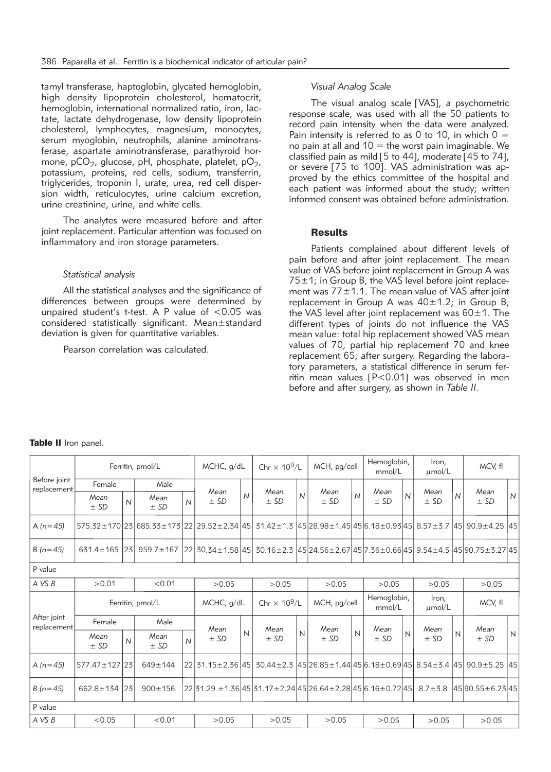tamyl transferase, haptoglobin, glycated hemoglobin, high density lipoprotein cholesterol, hematocrit, hemoglobin, international normalized ratio, iron, lactate, lactate dehydrogenase, low density lipoprotein cholesterol, lymphocytes, magnesium, monocytes, serum myoglobin, neutrophils, alanine aminotransferase, aspartate aminotransferase, parathyroid hormone, $pCO_2$, glucose, pH, phosphate, platelet, $pO_2$, potassium, proteins, red cells, sodium, transferrin, triglycerides, troponin I, urate, urea, red cell dispersion width, reticulocytes, urine calcium excretion, urine creatinine, urine, and white cells.

The analytes were measured before and after joint replacement. Particular attention was focused on inflammatory and iron storage parameters.

### *Statistical analysis*

All the statistical analyses and the significance of differences between groups were determined by unpaired student's t-test. A P value of <0.05 was considered statistically significant. Mean±standard deviation is given for quantitative variables.

Pearson correlation was calculated.

### *Visual Analog Scale*

The visual analog scale [VAS], a psychometric response scale, was used with all the 50 patients to record pain intensity when the data were analyzed. Pain intensity is referred to as 0 to 10, in which 0 = no pain at all and 10 = the worst pain imaginable. We classified pain as mild [5 to 44], moderate [45 to 74], or severe [75 to 100]. VAS administration was approved by the ethics committee of the hospital and each patient was informed about the study; written informed consent was obtained before administration.

## Results

Patients complained about different levels of pain before and after joint replacement. The mean value of VAS before joint replacement in Group A was 75±1; in Group B, the VAS level before joint replacement was 77±1.1. The mean value of VAS after joint replacement in Group A was 40±1.2; in Group B, the VAS level after joint replacement was 60±1. The different types of joints do not influence the VAS mean value: total hip replacement showed VAS mean values of 70, partial hip replacement 70 and knee replacement 65, after surgery. Regarding the laboratory parameters, a statistical difference in serum ferritin mean values [P<0.01] was observed in men before and after surgery, as shown in *Table II*.

**Table II** Iron panel.

| Before joint replacement | Ferritin, pmol/L | | | | MCHC, g/dL | | Chr × $10^9$/L | | MCH, pg/cell | | Hemoglobin, mmol/L | | Iron, μmol/L | | MCV, fl | |
|---|---|---|---|---|---|---|---|---|---|---|---|---|---|---|---|---|
| | Female | | Male | | | | | | | | | | | | | |
| | Mean ± SD | N | Mean ± SD | N | Mean ± SD | N | Mean ± SD | N | Mean ± SD | N | Mean ± SD | N | Mean ± SD | N | Mean ± SD | N |
| A (n=45) | 575.32±170 | 23 | 685.33±173 | 22 | 29.52±2.34 | 45 | 31.42±1.3 | 45 | 28.98±1.45 | 45 | 6.18±0.93 | 45 | 8.57±3.7 | 45 | 90.9±4.25 | 45 |
| B (n=45) | 631.4±165 | 23 | 959.7±167 | 22 | 30.34±1.58 | 45 | 30.16±2.3 | 45 | 24.56±2.67 | 45 | 7.36±0.66 | 45 | 9.54±4.5 | 45 | 90.75±3.27 | 45 |
| P value | | | | | | | | | | | | | | | | |
| A VS B | >0.01 | | <0.01 | | >0.05 | | >0.05 | | >0.05 | | >0.05 | | >0.05 | | >0.05 | |
| **After joint replacement** | **Ferritin, pmol/L** | | | | **MCHC, g/dL** | | **Chr × $10^9$/L** | | **MCH, pg/cell** | | **Hemoglobin, mmol/L** | | **Iron, μmol/L** | | **MCV, fl** | |
| | Female | | Male | | | | | | | | | | | | | |
| | Mean ± SD | N | Mean ± SD | N | Mean ± SD | N | Mean ± SD | N | Mean ± SD | N | Mean ± SD | N | Mean ± SD | N | Mean ± SD | N |
| A (n=45) | 577.47±127 | 23 | 649±144 | 22 | 31.15±2.36 | 45 | 30.44±2.3 | 45 | 26.85±1.44 | 45 | 6.18±0.69 | 45 | 8.54±3.4 | 45 | 90.9±5.25 | 45 |
| B (n=45) | 662.8±134 | 23 | 900±156 | 22 | 31.29 ±1.36 | 45 | 31.17±2.24 | 45 | 26.64±2.28 | 45 | 6.16±0.72 | 45 | 8.7±3.8 | 45 | 90.55±6.23 | 45 |
| P value | | | | | | | | | | | | | | | | |
| A VS B | <0.05 | | <0.01 | | >0.05 | | >0.05 | | >0.05 | | >0.05 | | >0.05 | | >0.05 | |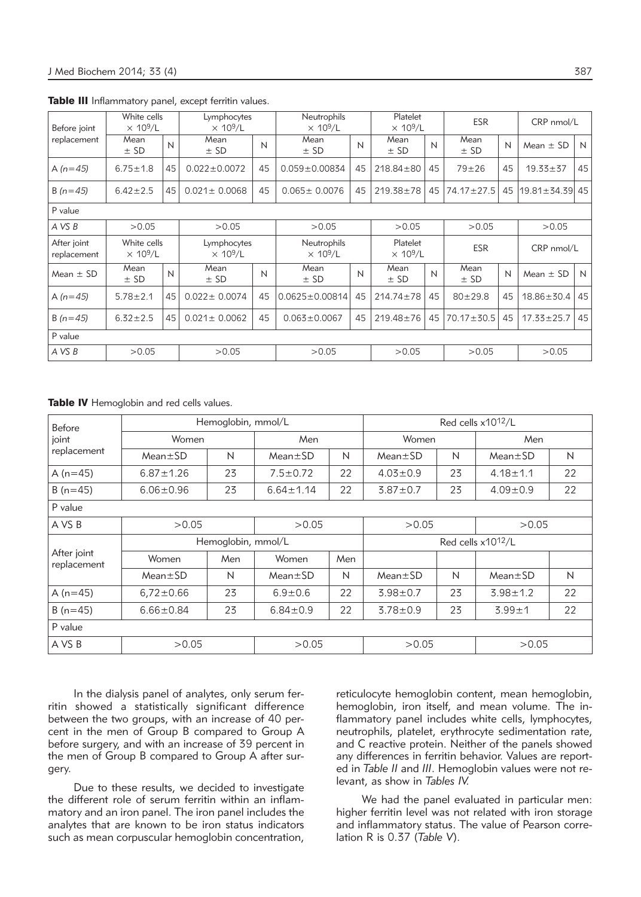**Table III** Inflammatory panel, except ferritin values.

| Before joint replacement | White cells $\times 10^9/L$ | | Lymphocytes $\times 10^9/L$ | | Neutrophils $\times 10^9/L$ | | Platelet $\times 10^9/L$ | | ESR | | CRP nmol/L | |
|---|---|---|---|---|---|---|---|---|---|---|---|---|
| | Mean ± SD | N | Mean ± SD | N | Mean ± SD | N | Mean ± SD | N | Mean ± SD | N | Mean ± SD | N |
| A *(n=45)* | 6.75±1.8 | 45 | 0.022±0.0072 | 45 | 0.059±0.00834 | 45 | 218.84±80 | 45 | 79±26 | 45 | 19.33±37 | 45 |
| B *(n=45)* | 6.42±2.5 | 45 | 0.021± 0.0068 | 45 | 0.065± 0.0076 | 45 | 219.38±78 | 45 | 74.17±27.5 | 45 | 19.81±34.39 | 45 |
| P value | | | | | | | | | | | | |
| *A VS B* | >0.05 | | >0.05 | | >0.05 | | >0.05 | | >0.05 | | >0.05 | |
| After joint replacement | White cells $\times 10^9/L$ | | Lymphocytes $\times 10^9/L$ | | Neutrophils $\times 10^9/L$ | | Platelet $\times 10^9/L$ | | ESR | | CRP nmol/L | |
| Mean ± SD | Mean ± SD | N | Mean ± SD | N | Mean ± SD | N | Mean ± SD | N | Mean ± SD | N | Mean ± SD | N |
| A *(n=45)* | 5.78±2.1 | 45 | 0.022± 0.0074 | 45 | 0.0625±0.00814 | 45 | 214.74±78 | 45 | 80±29.8 | 45 | 18.86±30.4 | 45 |
| B *(n=45)* | 6.32±2.5 | 45 | 0.021± 0.0062 | 45 | 0.063±0.0067 | 45 | 219.48±76 | 45 | 70.17±30.5 | 45 | 17.33±25.7 | 45 |
| P value | | | | | | | | | | | | |
| *A VS B* | >0.05 | | >0.05 | | >0.05 | | >0.05 | | >0.05 | | >0.05 | |

**Table IV** Hemoglobin and red cells values.

| Before joint replacement | Hemoglobin, mmol/L | | | | Red cells x$10^{12}$/L | | | |
|---|---|---|---|---|---|---|---|---|
| | Women | | Men | | Women | | Men | |
| | Mean±SD | N | Mean±SD | N | Mean±SD | N | Mean±SD | N |
| A (n=45) | 6.87±1.26 | 23 | 7.5±0.72 | 22 | 4.03±0.9 | 23 | 4.18±1.1 | 22 |
| B (n=45) | 6.06±0.96 | 23 | 6.64±1.14 | 22 | 3.87±0.7 | 23 | 4.09±0.9 | 22 |
| P value | | | | | | | | |
| A VS B | >0.05 | | >0.05 | | >0.05 | | >0.05 | |
| After joint replacement | Hemoglobin, mmol/L | | | | Red cells x$10^{12}$/L | | | |
| | Women | Men | Women | Men | | | | |
| | Mean±SD | N | Mean±SD | N | Mean±SD | N | Mean±SD | N |
| A (n=45) | 6,72±0.66 | 23 | 6.9±0.6 | 22 | 3.98±0.7 | 23 | 3.98±1.2 | 22 |
| B (n=45) | 6.66±0.84 | 23 | 6.84±0.9 | 22 | 3.78±0.9 | 23 | 3.99±1 | 22 |
| P value | | | | | | | | |
| A VS B | >0.05 | | >0.05 | | >0.05 | | >0.05 | |

In the dialysis panel of analytes, only serum ferritin showed a statistically significant difference between the two groups, with an increase of 40 percent in the men of Group B compared to Group A before surgery, and with an increase of 39 percent in the men of Group B compared to Group A after surgery.

Due to these results, we decided to investigate the different role of serum ferritin within an inflammatory and an iron panel. The iron panel includes the analytes that are known to be iron status indicators such as mean corpuscular hemoglobin concentration, reticulocyte hemoglobin content, mean hemoglobin, hemoglobin, iron itself, and mean volume. The inflammatory panel includes white cells, lymphocytes, neutrophils, platelet, erythrocyte sedimentation rate, and C reactive protein. Neither of the panels showed any differences in ferritin behavior. Values are reported in *Table II* and *III*. Hemoglobin values were not relevant, as show in *Tables IV.*

We had the panel evaluated in particular men: higher ferritin level was not related with iron storage and inflammatory status. The value of Pearson correlation R is 0.37 (*Table V*).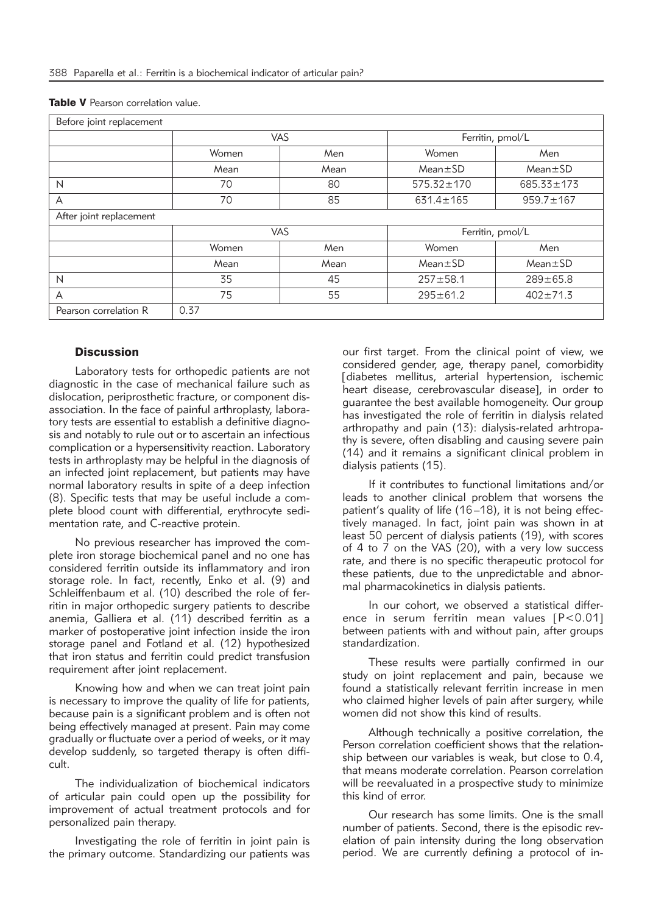**Table V** Pearson correlation value.

| Before joint replacement | | | | |
|---|---|---|---|---|
| | VAS | | Ferritin, pmol/L | |
| | Women | Men | Women | Men |
| | Mean | Mean | Mean±SD | Mean±SD |
| N | 70 | 80 | 575.32±170 | 685.33±173 |
| A | 70 | 85 | 631.4±165 | 959.7±167 |
| After joint replacement | | | | |
| | VAS | | Ferritin, pmol/L | |
| | Women | Men | Women | Men |
| | Mean | Mean | Mean±SD | Mean±SD |
| N | 35 | 45 | 257±58.1 | 289±65.8 |
| A | 75 | 55 | 295±61.2 | 402±71.3 |
| Pearson correlation R | 0.37 | | | |

## Discussion

Laboratory tests for orthopedic patients are not diagnostic in the case of mechanical failure such as dislocation, periprosthetic fracture, or component disassociation. In the face of painful arthroplasty, laboratory tests are essential to establish a definitive diagnosis and notably to rule out or to ascertain an infectious complication or a hypersensitivity reaction. Laboratory tests in arthroplasty may be helpful in the diagnosis of an infected joint replacement, but patients may have normal laboratory results in spite of a deep infection (8). Specific tests that may be useful include a complete blood count with differential, erythrocyte sedimentation rate, and C-reactive protein.

No previous researcher has improved the complete iron storage biochemical panel and no one has considered ferritin outside its inflammatory and iron storage role. In fact, recently, Enko et al. (9) and Schleiffenbaum et al. (10) described the role of ferritin in major orthopedic surgery patients to describe anemia, Galliera et al. (11) described ferritin as a marker of postoperative joint infection inside the iron storage panel and Fotland et al. (12) hypothesized that iron status and ferritin could predict transfusion requirement after joint replacement.

Knowing how and when we can treat joint pain is necessary to improve the quality of life for patients, because pain is a significant problem and is often not being effectively managed at present. Pain may come gradually or fluctuate over a period of weeks, or it may develop suddenly, so targeted therapy is often difficult.

The individualization of biochemical indicators of articular pain could open up the possibility for improvement of actual treatment protocols and for personalized pain therapy.

Investigating the role of ferritin in joint pain is the primary outcome. Standardizing our patients was our first target. From the clinical point of view, we considered gender, age, therapy panel, comorbidity [diabetes mellitus, arterial hypertension, ischemic heart disease, cerebrovascular disease], in order to guarantee the best available homogeneity. Our group has investigated the role of ferritin in dialysis related arthropathy and pain (13): dialysis-related arhtropathy is severe, often disabling and causing severe pain (14) and it remains a significant clinical problem in dialysis patients (15).

If it contributes to functional limitations and/or leads to another clinical problem that worsens the patient's quality of life (16–18), it is not being effectively managed. In fact, joint pain was shown in at least 50 percent of dialysis patients (19), with scores of 4 to 7 on the VAS (20), with a very low success rate, and there is no specific therapeutic protocol for these patients, due to the unpredictable and abnormal pharmacokinetics in dialysis patients.

In our cohort, we observed a statistical difference in serum ferritin mean values [$P<0.01$] between patients with and without pain, after groups standardization.

These results were partially confirmed in our study on joint replacement and pain, because we found a statistically relevant ferritin increase in men who claimed higher levels of pain after surgery, while women did not show this kind of results.

Although technically a positive correlation, the Person correlation coefficient shows that the relationship between our variables is weak, but close to 0.4, that means moderate correlation. Pearson correlation will be reevaluated in a prospective study to minimize this kind of error.

Our research has some limits. One is the small number of patients. Second, there is the episodic revelation of pain intensity during the long observation period. We are currently defining a protocol of in-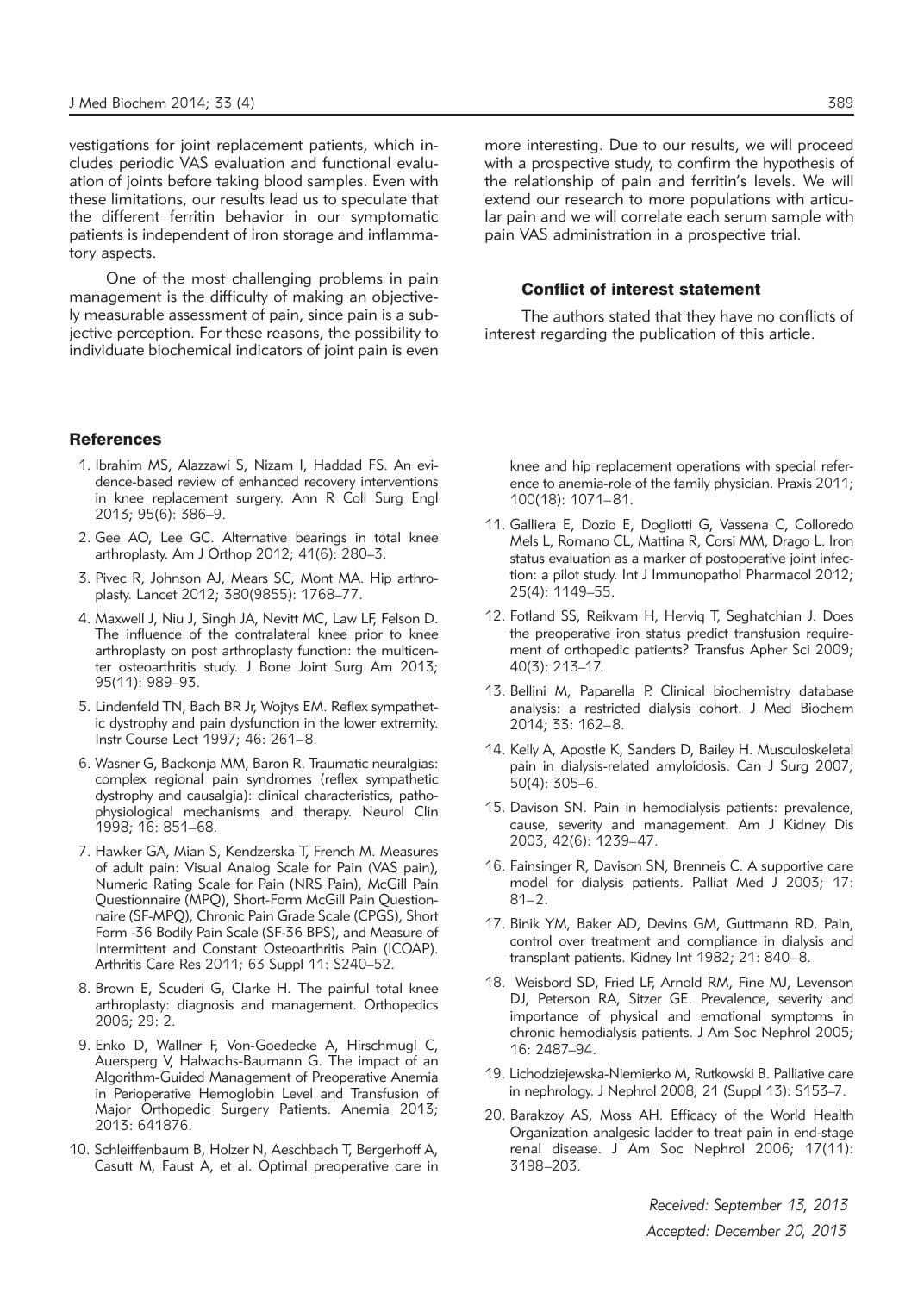vestigations for joint replacement patients, which includes periodic VAS evaluation and functional evaluation of joints before taking blood samples. Even with these limitations, our results lead us to speculate that the different ferritin behavior in our symptomatic patients is independent of iron storage and inflammatory aspects.

One of the most challenging problems in pain management is the difficulty of making an objectively measurable assessment of pain, since pain is a subjective perception. For these reasons, the possibility to individuate biochemical indicators of joint pain is even more interesting. Due to our results, we will proceed with a prospective study, to confirm the hypothesis of the relationship of pain and ferritin's levels. We will extend our research to more populations with articular pain and we will correlate each serum sample with pain VAS administration in a prospective trial.

## Conflict of interest statement

The authors stated that they have no conflicts of interest regarding the publication of this article.

## References

1. Ibrahim MS, Alazzawi S, Nizam I, Haddad FS. An evidence-based review of enhanced recovery interventions in knee replacement surgery. Ann R Coll Surg Engl 2013; 95(6): 386–9.
2. Gee AO, Lee GC. Alternative bearings in total knee arthroplasty. Am J Orthop 2012; 41(6): 280–3.
3. Pivec R, Johnson AJ, Mears SC, Mont MA. Hip arthroplasty. Lancet 2012; 380(9855): 1768–77.
4. Maxwell J, Niu J, Singh JA, Nevitt MC, Law LF, Felson D. The influence of the contralateral knee prior to knee arthroplasty on post arthroplasty function: the multicenter osteoarthritis study. J Bone Joint Surg Am 2013; 95(11): 989–93.
5. Lindenfeld TN, Bach BR Jr, Wojtys EM. Reflex sympathetic dystrophy and pain dysfunction in the lower extremity. Instr Course Lect 1997; 46: 261–8.
6. Wasner G, Backonja MM, Baron R. Traumatic neuralgias: complex regional pain syndromes (reflex sympathetic dystrophy and causalgia): clinical characteristics, pathophysiological mechanisms and therapy. Neurol Clin 1998; 16: 851–68.
7. Hawker GA, Mian S, Kendzerska T, French M. Measures of adult pain: Visual Analog Scale for Pain (VAS pain), Numeric Rating Scale for Pain (NRS Pain), McGill Pain Questionnaire (MPQ), Short-Form McGill Pain Questionnaire (SF-MPQ), Chronic Pain Grade Scale (CPGS), Short Form -36 Bodily Pain Scale (SF-36 BPS), and Measure of Intermittent and Constant Osteoarthritis Pain (ICOAP). Arthritis Care Res 2011; 63 Suppl 11: S240–52.
8. Brown E, Scuderi G, Clarke H. The painful total knee arthroplasty: diagnosis and management. Orthopedics 2006; 29: 2.
9. Enko D, Wallner F, Von-Goedecke A, Hirschmugl C, Auersperg V, Halwachs-Baumann G. The impact of an Algorithm-Guided Management of Preoperative Anemia in Perioperative Hemoglobin Level and Transfusion of Major Orthopedic Surgery Patients. Anemia 2013; 2013: 641876.
10. Schleiffenbaum B, Holzer N, Aeschbach T, Bergerhoff A, Casutt M, Faust A, et al. Optimal preoperative care in knee and hip replacement operations with special reference to anemia-role of the family physician. Praxis 2011; 100(18): 1071–81.
11. Galliera E, Dozio E, Dogliotti G, Vassena C, Colloredo Mels L, Romano CL, Mattina R, Corsi MM, Drago L. Iron status evaluation as a marker of postoperative joint infection: a pilot study. Int J Immunopathol Pharmacol 2012; 25(4): 1149–55.
12. Fotland SS, Reikvam H, Herviq T, Seghatchian J. Does the preoperative iron status predict transfusion requirement of orthopedic patients? Transfus Apher Sci 2009; 40(3): 213–17.
13. Bellini M, Paparella P. Clinical biochemistry database analysis: a restricted dialysis cohort. J Med Biochem 2014; 33: 162–8.
14. Kelly A, Apostle K, Sanders D, Bailey H. Musculoskeletal pain in dialysis-related amyloidosis. Can J Surg 2007; 50(4): 305–6.
15. Davison SN. Pain in hemodialysis patients: prevalence, cause, severity and management. Am J Kidney Dis 2003; 42(6): 1239–47.
16. Fainsinger R, Davison SN, Brenneis C. A supportive care model for dialysis patients. Palliat Med J 2003; 17: 81–2.
17. Binik YM, Baker AD, Devins GM, Guttmann RD. Pain, control over treatment and compliance in dialysis and transplant patients. Kidney Int 1982; 21: 840–8.
18. Weisbord SD, Fried LF, Arnold RM, Fine MJ, Levenson DJ, Peterson RA, Sitzer GE. Prevalence, severity and importance of physical and emotional symptoms in chronic hemodialysis patients. J Am Soc Nephrol 2005; 16: 2487–94.
19. Lichodziejewska-Niemierko M, Rutkowski B. Palliative care in nephrology. J Nephrol 2008; 21 (Suppl 13): S153–7.
20. Barakzoy AS, Moss AH. Efficacy of the World Health Organization analgesic ladder to treat pain in end-stage renal disease. J Am Soc Nephrol 2006; 17(11): 3198–203.

*Received: September 13, 2013*
*Accepted: December 20, 2013*